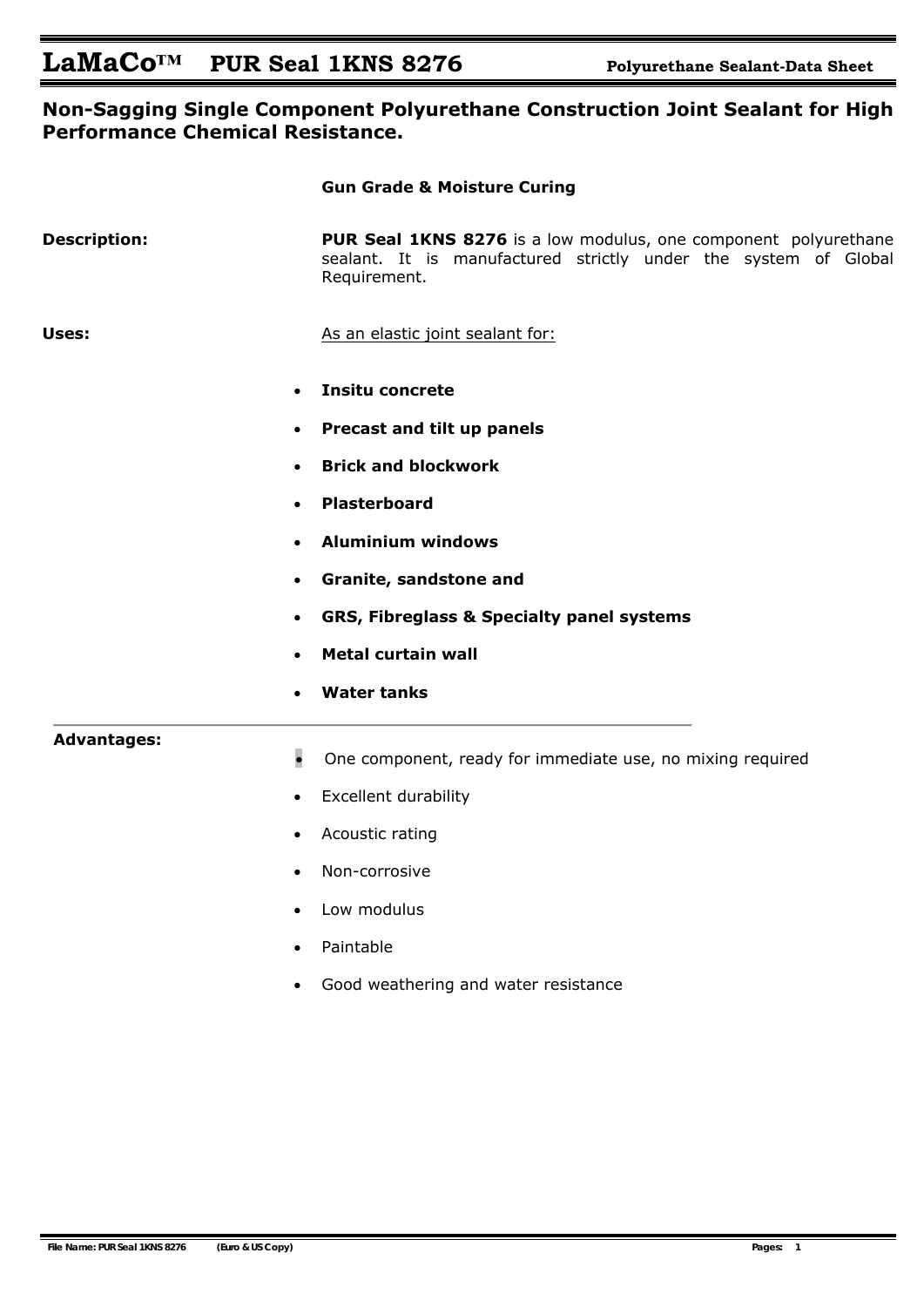# LaMaCo™ PUR Seal 1KNS 8276

**Polyurethane Sealant-Data Sheet**

## Non-Sagging Single Component Polyurethane Construction Joint Sealant for High Performance Chemical Resistance.

**Gun Grade & Moisture Curing**

**Description:**

**PUR Seal 1KNS 8276** is a low modulus, one component polyurethane sealant. It is manufactured strictly under the system of Global Requirement.

**Uses:**

As an elastic joint sealant for:

- **Insitu concrete**
- **Precast and tilt up panels**
- **Brick and blockwork**
- **Plasterboard**
- **Aluminium windows**
- **Granite, sandstone and**
- **GRS, Fibreglass & Specialty panel systems**
- **Metal curtain wall**
- **Water tanks**

**Advantages:**

- One component, ready for immediate use, no mixing required
- Excellent durability
- Acoustic rating
- Non-corrosive
- Low modulus
- Paintable
- Good weathering and water resistance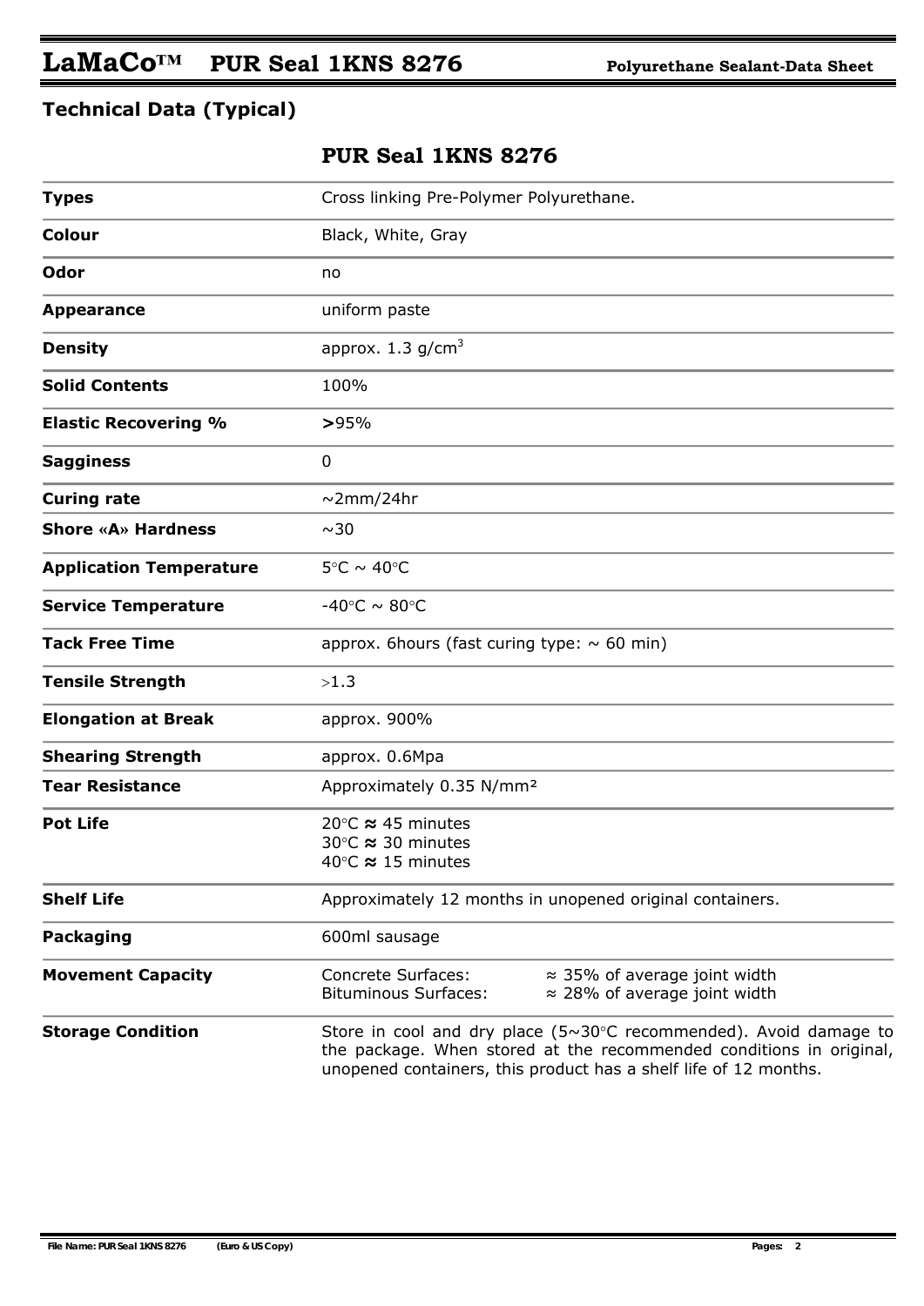## Technical Data (Typical)

| | PUR Seal 1KNS 8276 |
|---|---|
| **Types** | Cross linking Pre-Polymer Polyurethane. |
| **Colour** | Black, White, Gray |
| **Odor** | no |
| **Appearance** | uniform paste |
| **Density** | approx. 1.3 g/cm$^3$ |
| **Solid Contents** | 100% |
| **Elastic Recovering %** | **>**95% |
| **Sagginess** | 0 |
| **Curing rate** | ~2mm/24hr |
| **Shore «A» Hardness** | ~30 |
| **Application Temperature** | 5°C ~ 40°C |
| **Service Temperature** | -40°C ~ 80°C |
| **Tack Free Time** | approx. 6hours (fast curing type: ~ 60 min) |
| **Tensile Strength** | >1.3 |
| **Elongation at Break** | approx. 900% |
| **Shearing Strength** | approx. 0.6Mpa |
| **Tear Resistance** | Approximately 0.35 N/mm² |
| **Pot Life** | 20°C ≈ 45 minutes<br>30°C ≈ 30 minutes<br>40°C ≈ 15 minutes |
| **Shelf Life** | Approximately 12 months in unopened original containers. |
| **Packaging** | 600ml sausage |
| **Movement Capacity** | Concrete Surfaces: ≈ 35% of average joint width<br>Bituminous Surfaces: ≈ 28% of average joint width |
| **Storage Condition** | Store in cool and dry place (5~30°C recommended). Avoid damage to the package. When stored at the recommended conditions in original, unopened containers, this product has a shelf life of 12 months. |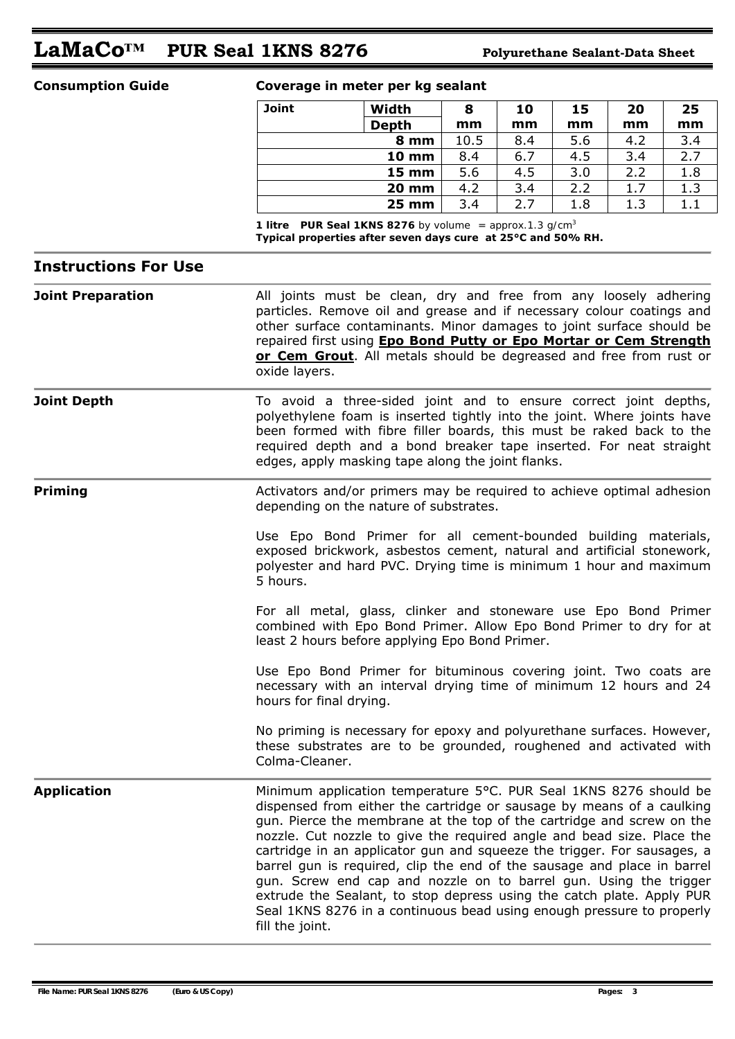**Consumption Guide**

**Coverage in meter per kg sealant**

| Joint | Width / Depth | 8 mm | 10 mm | 15 mm | 20 mm | 25 mm |
|---|---|---|---|---|---|---|
| | **8 mm** | 10.5 | 8.4 | 5.6 | 4.2 | 3.4 |
| | **10 mm** | 8.4 | 6.7 | 4.5 | 3.4 | 2.7 |
| | **15 mm** | 5.6 | 4.5 | 3.0 | 2.2 | 1.8 |
| | **20 mm** | 4.2 | 3.4 | 2.2 | 1.7 | 1.3 |
| | **25 mm** | 3.4 | 2.7 | 1.8 | 1.3 | 1.1 |

**1 litre PUR Seal 1KNS 8276** by volume = approx.1.3 g/cm$^3$
**Typical properties after seven days cure at 25°C and 50% RH.**

## Instructions For Use

**Joint Preparation**

All joints must be clean, dry and free from any loosely adhering particles. Remove oil and grease and if necessary colour coatings and other surface contaminants. Minor damages to joint surface should be repaired first using **Epo Bond Putty or Epo Mortar or Cem Strength or Cem Grout**. All metals should be degreased and free from rust or oxide layers.

**Joint Depth**

To avoid a three-sided joint and to ensure correct joint depths, polyethylene foam is inserted tightly into the joint. Where joints have been formed with fibre filler boards, this must be raked back to the required depth and a bond breaker tape inserted. For neat straight edges, apply masking tape along the joint flanks.

**Priming**

Activators and/or primers may be required to achieve optimal adhesion depending on the nature of substrates.

Use Epo Bond Primer for all cement-bounded building materials, exposed brickwork, asbestos cement, natural and artificial stonework, polyester and hard PVC. Drying time is minimum 1 hour and maximum 5 hours.

For all metal, glass, clinker and stoneware use Epo Bond Primer combined with Epo Bond Primer. Allow Epo Bond Primer to dry for at least 2 hours before applying Epo Bond Primer.

Use Epo Bond Primer for bituminous covering joint. Two coats are necessary with an interval drying time of minimum 12 hours and 24 hours for final drying.

No priming is necessary for epoxy and polyurethane surfaces. However, these substrates are to be grounded, roughened and activated with Colma-Cleaner.

**Application**

Minimum application temperature 5°C. PUR Seal 1KNS 8276 should be dispensed from either the cartridge or sausage by means of a caulking gun. Pierce the membrane at the top of the cartridge and screw on the nozzle. Cut nozzle to give the required angle and bead size. Place the cartridge in an applicator gun and squeeze the trigger. For sausages, a barrel gun is required, clip the end of the sausage and place in barrel gun. Screw end cap and nozzle on to barrel gun. Using the trigger extrude the Sealant, to stop depress using the catch plate. Apply PUR Seal 1KNS 8276 in a continuous bead using enough pressure to properly fill the joint.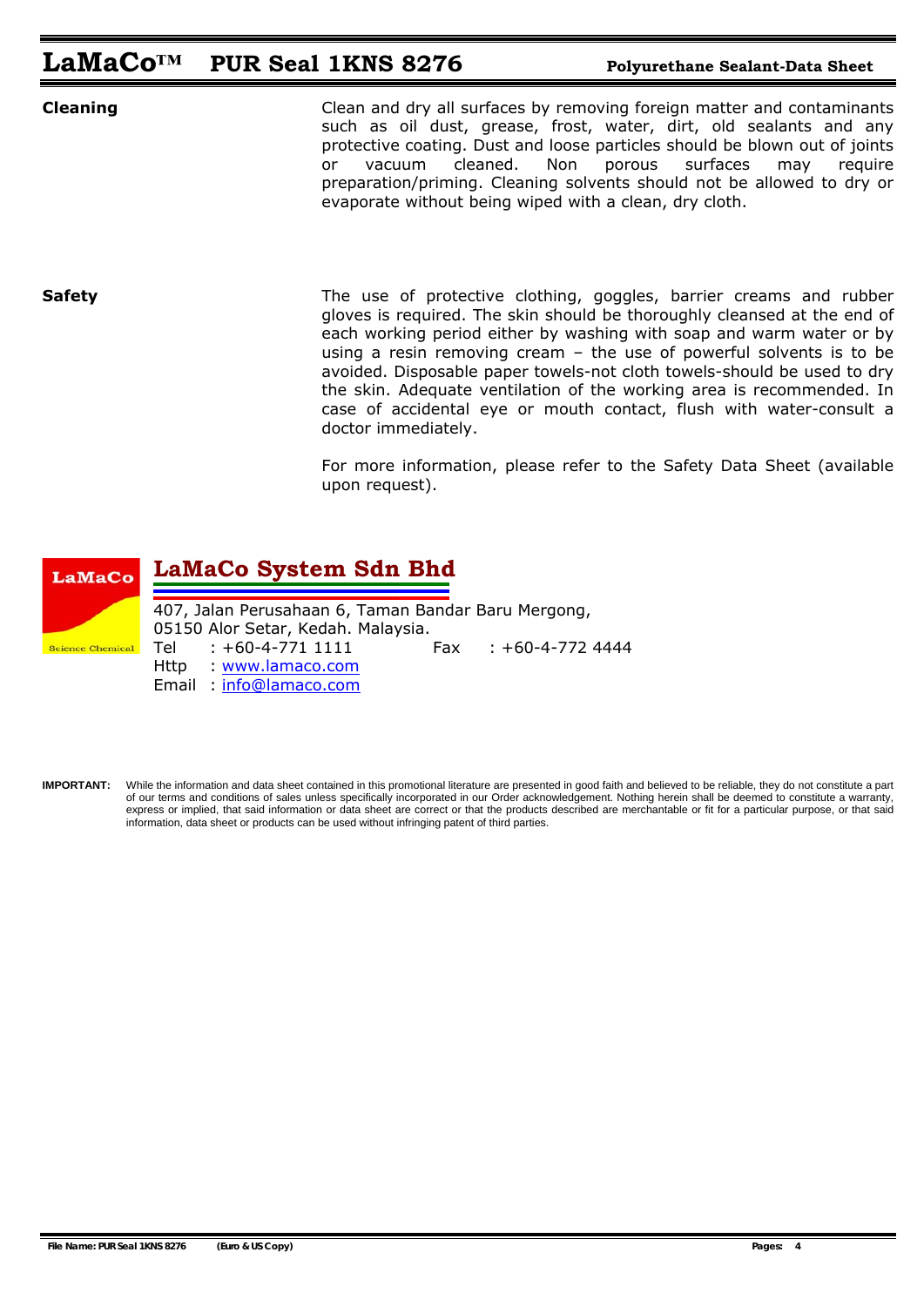**Cleaning**

Clean and dry all surfaces by removing foreign matter and contaminants such as oil dust, grease, frost, water, dirt, old sealants and any protective coating. Dust and loose particles should be blown out of joints or vacuum cleaned. Non porous surfaces may require preparation/priming. Cleaning solvents should not be allowed to dry or evaporate without being wiped with a clean, dry cloth.

**Safety**

The use of protective clothing, goggles, barrier creams and rubber gloves is required. The skin should be thoroughly cleansed at the end of each working period either by washing with soap and warm water or by using a resin removing cream – the use of powerful solvents is to be avoided. Disposable paper towels-not cloth towels-should be used to dry the skin. Adequate ventilation of the working area is recommended. In case of accidental eye or mouth contact, flush with water-consult a doctor immediately.

For more information, please refer to the Safety Data Sheet (available upon request).

LaMaCo
Science Chemical

## LaMaCo System Sdn Bhd

407, Jalan Perusahaan 6, Taman Bandar Baru Mergong,
05150 Alor Setar, Kedah. Malaysia.
Tel : +60-4-771 1111 Fax : +60-4-772 4444
Http : www.lamaco.com
Email : info@lamaco.com

**IMPORTANT:** While the information and data sheet contained in this promotional literature are presented in good faith and believed to be reliable, they do not constitute a part of our terms and conditions of sales unless specifically incorporated in our Order acknowledgement. Nothing herein shall be deemed to constitute a warranty, express or implied, that said information or data sheet are correct or that the products described are merchantable or fit for a particular purpose, or that said information, data sheet or products can be used without infringing patent of third parties.